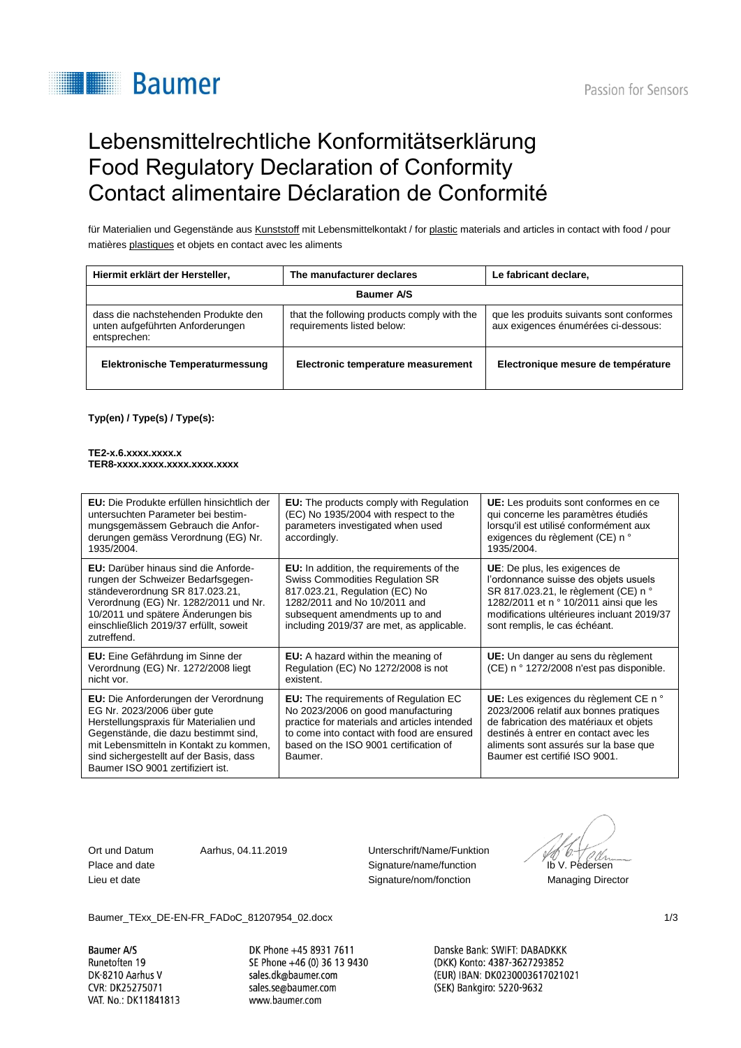Baumer

Passion for Sensors

# Lebensmittelrechtliche Konformitätserklärung
# Food Regulatory Declaration of Conformity
# Contact alimentaire Déclaration de Conformité

für Materialien und Gegenstände aus Kunststoff mit Lebensmittelkontakt / for plastic materials and articles in contact with food / pour matières plastiques et objets en contact avec les aliments

| **Hiermit erklärt der Hersteller,** | **The manufacturer declares** | **Le fabricant declare,** |
|---|---|---|
| | **Baumer A/S** | |
| dass die nachstehenden Produkte den unten aufgeführten Anforderungen entsprechen: | that the following products comply with the requirements listed below: | que les produits suivants sont conformes aux exigences énumérées ci-dessous: |
| **Elektronische Temperaturmessung** | **Electronic temperature measurement** | **Electronique mesure de température** |

**Typ(en) / Type(s) / Type(s):**

**TE2-x.6.xxxx.xxxx.x**
**TER8-xxxx.xxxx.xxxx.xxxx.xxxx**

| | | |
|---|---|---|
| **EU:** Die Produkte erfüllen hinsichtlich der untersuchten Parameter bei bestim-mungsgemässem Gebrauch die Anfor-derungen gemäss Verordnung (EG) Nr. 1935/2004. | **EU:** The products comply with Regulation (EC) No 1935/2004 with respect to the parameters investigated when used accordingly. | **UE:** Les produits sont conformes en ce qui concerne les paramètres étudiés lorsqu'il est utilisé conformément aux exigences du règlement (CE) n ° 1935/2004. |
| **EU:** Darüber hinaus sind die Anforde-rungen der Schweizer Bedarfsgegen-ständeverordnung SR 817.023.21, Verordnung (EG) Nr. 1282/2011 und Nr. 10/2011 und spätere Änderungen bis einschließlich 2019/37 erfüllt, soweit zutreffend. | **EU:** In addition, the requirements of the Swiss Commodities Regulation SR 817.023.21, Regulation (EC) No 1282/2011 and No 10/2011 and subsequent amendments up to and including 2019/37 are met, as applicable. | **UE**: De plus, les exigences de l'ordonnance suisse des objets usuels SR 817.023.21, le règlement (CE) n ° 1282/2011 et n ° 10/2011 ainsi que les modifications ultérieures incluant 2019/37 sont remplis, le cas échéant. |
| **EU:** Eine Gefährdung im Sinne der Verordnung (EG) Nr. 1272/2008 liegt nicht vor. | **EU:** A hazard within the meaning of Regulation (EC) No 1272/2008 is not existent. | **UE:** Un danger au sens du règlement (CE) n ° 1272/2008 n'est pas disponible. |
| **EU:** Die Anforderungen der Verordnung EG Nr. 2023/2006 über gute Herstellungspraxis für Materialien und Gegenstände, die dazu bestimmt sind, mit Lebensmitteln in Kontakt zu kommen, sind sichergestellt auf der Basis, dass Baumer ISO 9001 zertifiziert ist. | **EU:** The requirements of Regulation EC No 2023/2006 on good manufacturing practice for materials and articles intended to come into contact with food are ensured based on the ISO 9001 certification of Baumer. | **UE:** Les exigences du règlement CE n ° 2023/2006 relatif aux bonnes pratiques de fabrication des matériaux et objets destinés à entrer en contact avec les aliments sont assurés sur la base que Baumer est certifié ISO 9001. |

Ort und Datum
Place and date
Lieu et date

Aarhus, 04.11.2019

Unterschrift/Name/Funktion
Signature/name/function
Signature/nom/fonction

Ib V. Pedersen
Managing Director

Baumer_TExx_DE-EN-FR_FADoC_81207954_02.docx

Baumer A/S
Runetoften 19
DK-8210 Aarhus V
CVR: DK25275071
VAT. No.: DK11841813

DK Phone +45 8931 7611
SE Phone +46 (0) 36 13 9430
sales.dk@baumer.com
sales.se@baumer.com
www.baumer.com

Danske Bank: SWIFT: DABADKKK
(DKK) Konto: 4387-3627293852
(EUR) IBAN: DK0230003617021021
(SEK) Bankgiro: 5220-9632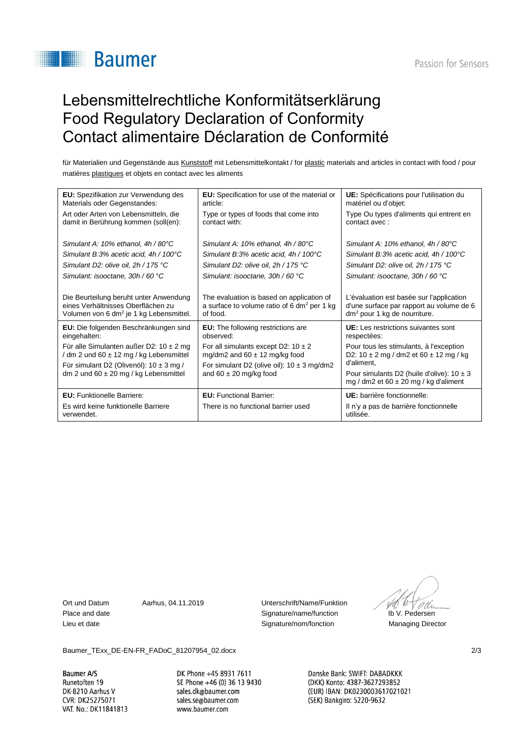# Lebensmittelrechtliche Konformitätserklärung
# Food Regulatory Declaration of Conformity
# Contact alimentaire Déclaration de Conformité

für Materialien und Gegenstände aus Kunststoff mit Lebensmittelkontakt / for plastic materials and articles in contact with food / pour matières plastiques et objets en contact avec les aliments

| **EU:** Spezifikation zur Verwendung des Materials oder Gegenstandes:<br>Art oder Arten von Lebensmitteln, die damit in Berührung kommen (soll(en):<br><br>*Simulant A: 10% ethanol, 4h / 80°C*<br>*Simulant B:3% acetic acid, 4h / 100°C*<br>*Simulant D2: olive oil, 2h / 175 °C*<br>*Simulant: isooctane, 30h / 60 °C*<br><br>Die Beurteilung beruht unter Anwendung eines Verhältnisses Oberflächen zu Volumen von 6 dm² je 1 kg Lebensmittel. | **EU:** Specification for use of the material or article:<br>Type or types of foods that come into contact with:<br><br>*Simulant A: 10% ethanol, 4h / 80°C*<br>*Simulant B:3% acetic acid, 4h / 100°C*<br>*Simulant D2: olive oil, 2h / 175 °C*<br>*Simulant: isooctane, 30h / 60 °C*<br><br>The evaluation is based on application of a surface to volume ratio of 6 dm² per 1 kg of food. | **UE:** Spécifications pour l'utilisation du matériel ou d'objet:<br>Type Ou types d'aliments qui entrent en contact avec :<br><br>*Simulant A: 10% ethanol, 4h / 80°C*<br>*Simulant B:3% acetic acid, 4h / 100°C*<br>*Simulant D2: olive oil, 2h / 175 °C*<br>*Simulant: isooctane, 30h / 60 °C*<br><br>L'évaluation est basée sur l'application d'une surface par rapport au volume de 6 dm² pour 1 kg de nourriture. |
|---|---|---|
| **EU:** Die folgenden Beschränkungen sind eingehalten:<br>Für alle Simulanten außer D2: 10 ± 2 mg / dm 2 und 60 ± 12 mg / kg Lebensmittel<br>Für simulant D2 (Olivenöl): 10 ± 3 mg / dm 2 und 60 ± 20 mg / kg Lebensmittel | **EU:** The following restrictions are observed:<br>For all simulants except D2: 10 ± 2 mg/dm2 and 60 ± 12 mg/kg food<br>For simulant D2 (olive oil): 10 ± 3 mg/dm2 and 60 ± 20 mg/kg food | **UE:** Les restrictions suivantes sont respectées:<br>Pour tous les stimulants, à l'exception D2: 10 ± 2 mg / dm2 et 60 ± 12 mg / kg d'aliment,<br>Pour simulants D2 (huile d'olive): 10 ± 3 mg / dm2 et 60 ± 20 mg / kg d'aliment |
| **EU:** Funktionelle Barriere:<br>Es wird keine funktionelle Barriere verwendet. | **EU:** Functional Barrier:<br>There is no functional barrier used | **UE:** barrière fonctionnelle:<br>Il n'y a pas de barrière fonctionnelle utilisée. |

Ort und Datum
Place and date
Lieu et date

Aarhus, 04.11.2019

Unterschrift/Name/Funktion
Signature/name/function
Signature/nom/fonction

Ib V. Pedersen
Managing Director

Baumer_TExx_DE-EN-FR_FADoC_81207954_02.docx

Baumer A/S
Runetoften 19
DK-8210 Aarhus V
CVR: DK25275071
VAT. No.: DK11841813

DK Phone +45 8931 7611
SE Phone +46 (0) 36 13 9430
sales.dk@baumer.com
sales.se@baumer.com
www.baumer.com

Danske Bank: SWIFT: DABADKKK
(DKK) Konto: 4387-3627293852
(EUR) IBAN: DK0230003617021021
(SEK) Bankgiro: 5220-9632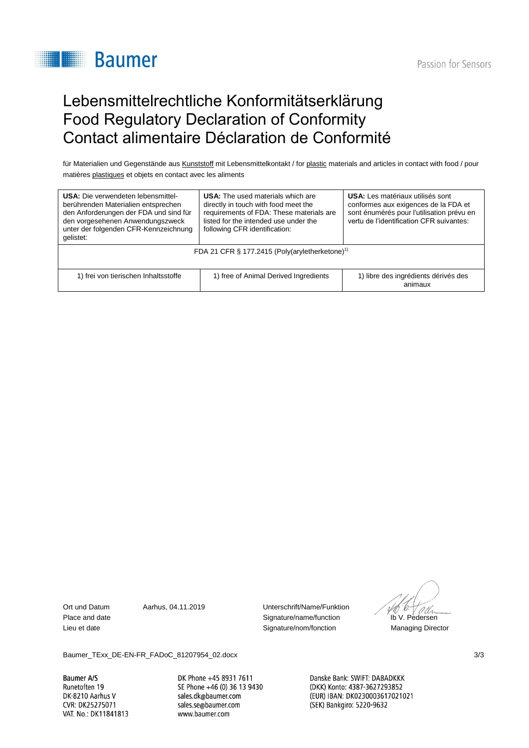# Lebensmittelrechtliche Konformitätserklärung
# Food Regulatory Declaration of Conformity
# Contact alimentaire Déclaration de Conformité

für Materialien und Gegenstände aus Kunststoff mit Lebensmittelkontakt / for plastic materials and articles in contact with food / pour matières plastiques et objets en contact avec les aliments

| | | |
|---|---|---|
| **USA:** Die verwendeten lebensmittel-berührenden Materialien entsprechen den Anforderungen der FDA und sind für den vorgesehenen Anwendungszweck unter der folgenden CFR-Kennzeichnung gelistet: | **USA:** The used materials which are directly in touch with food meet the requirements of FDA: These materials are listed for the intended use under the following CFR identification: | **USA:** Les matériaux utilisés sont conformes aux exigences de la FDA et sont énumérés pour l'utilisation prévu en vertu de l'identification CFR suivantes: |
| FDA 21 CFR § 177.2415 (Poly(aryletherketone)[1)] | | |
| 1) frei von tierischen Inhaltsstoffe | 1) free of Animal Derived Ingredients | 1) libre des ingrédients dérivés des animaux |

| | | | |
|---|---|---|---|
| Ort und Datum<br>Place and date<br>Lieu et date | Aarhus, 04.11.2019 | Unterschrift/Name/Funktion<br>Signature/name/function<br>Signature/nom/fonction | Ib V. Pedersen<br>Managing Director |

Baumer_TExx_DE-EN-FR_FADoC_81207954_02.docx

Baumer A/S
Runetoften 19
DK-8210 Aarhus V
CVR: DK25275071
VAT. No.: DK11841813

DK Phone +45 8931 7611
SE Phone +46 (0) 36 13 9430
sales.dk@baumer.com
sales.se@baumer.com
www.baumer.com

Danske Bank: SWIFT: DABADKKK
(DKK) Konto: 4387-3627293852
(EUR) IBAN: DK0230003617021021
(SEK) Bankgiro: 5220-9632